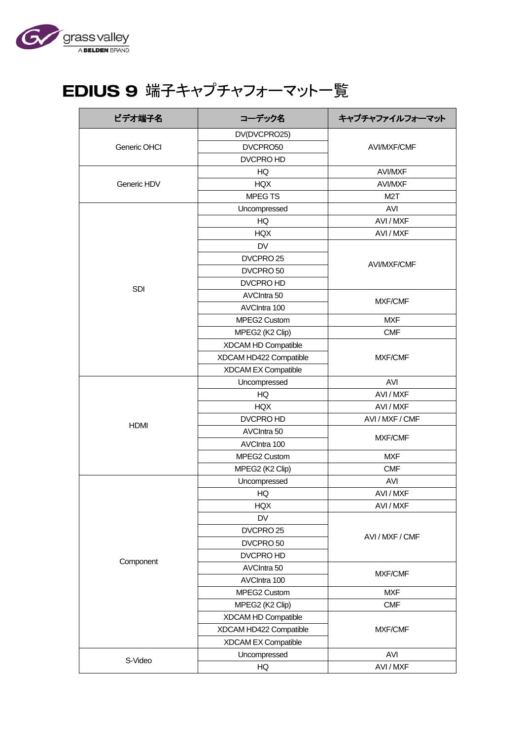# EDIUS 9 端子キャプチャフォーマット一覧

| ビデオ端子名 | コーデック名 | キャプチャファイルフォーマット |
|---|---|---|
| Generic OHCI | DV(DVCPRO25) | AVI/MXF/CMF |
| | DVCPRO50 | |
| | DVCPRO HD | |
| Generic HDV | HQ | AVI/MXF |
| | HQX | AVI/MXF |
| | MPEG TS | M2T |
| SDI | Uncompressed | AVI |
| | HQ | AVI / MXF |
| | HQX | AVI / MXF |
| | DV | AVI/MXF/CMF |
| | DVCPRO 25 | |
| | DVCPRO 50 | |
| | DVCPRO HD | |
| | AVCIntra 50 | MXF/CMF |
| | AVCIntra 100 | |
| | MPEG2 Custom | MXF |
| | MPEG2 (K2 Clip) | CMF |
| | XDCAM HD Compatible | MXF/CMF |
| | XDCAM HD422 Compatible | |
| | XDCAM EX Compatible | |
| HDMI | Uncompressed | AVI |
| | HQ | AVI / MXF |
| | HQX | AVI / MXF |
| | DVCPRO HD | AVI / MXF / CMF |
| | AVCIntra 50 | MXF/CMF |
| | AVCIntra 100 | |
| | MPEG2 Custom | MXF |
| | MPEG2 (K2 Clip) | CMF |
| Component | Uncompressed | AVI |
| | HQ | AVI / MXF |
| | HQX | AVI / MXF |
| | DV | AVI / MXF / CMF |
| | DVCPRO 25 | |
| | DVCPRO 50 | |
| | DVCPRO HD | |
| | AVCIntra 50 | MXF/CMF |
| | AVCIntra 100 | |
| | MPEG2 Custom | MXF |
| | MPEG2 (K2 Clip) | CMF |
| | XDCAM HD Compatible | MXF/CMF |
| | XDCAM HD422 Compatible | |
| | XDCAM EX Compatible | |
| S-Video | Uncompressed | AVI |
| | HQ | AVI / MXF |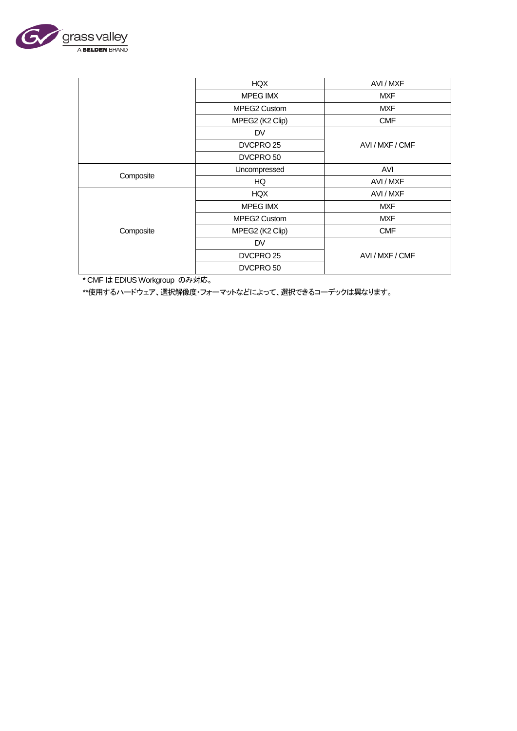| | | |
|---|---|---|
| | HQX | AVI / MXF |
| | MPEG IMX | MXF |
| | MPEG2 Custom | MXF |
| | MPEG2 (K2 Clip) | CMF |
| | DV | AVI / MXF / CMF |
| | DVCPRO 25 | |
| | DVCPRO 50 | |
| Composite | Uncompressed | AVI |
| | HQ | AVI / MXF |
| Composite | HQX | AVI / MXF |
| | MPEG IMX | MXF |
| | MPEG2 Custom | MXF |
| | MPEG2 (K2 Clip) | CMF |
| | DV | AVI / MXF / CMF |
| | DVCPRO 25 | |
| | DVCPRO 50 | |

* CMF は EDIUS Workgroup のみ対応。

**使用するハードウェア、選択解像度・フォーマットなどによって、選択できるコーデックは異なります。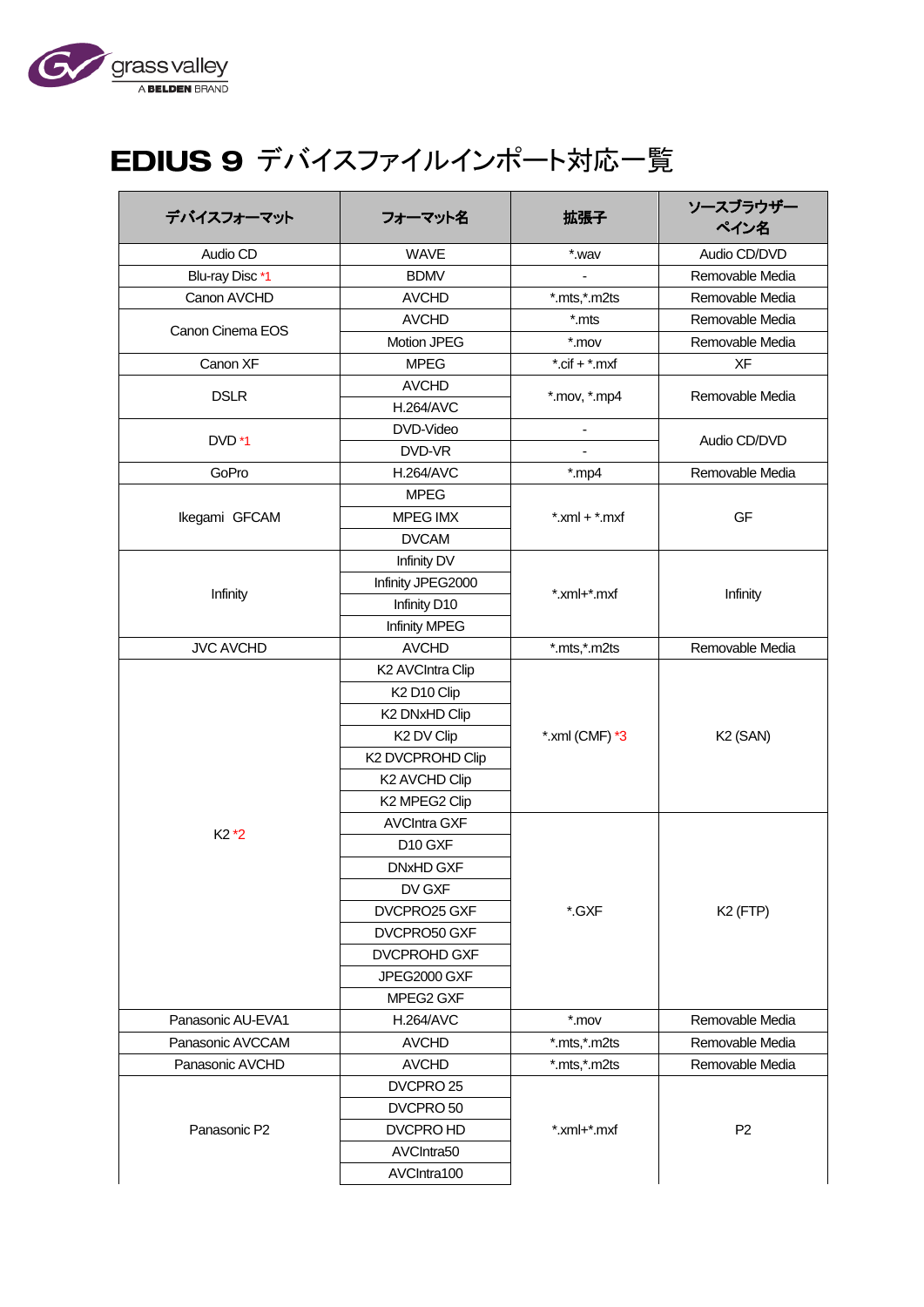# EDIUS 9 デバイスファイルインポート対応一覧

| デバイスフォーマット | フォーマット名 | 拡張子 | ソースブラウザーペイン名 |
|---|---|---|---|
| Audio CD | WAVE | *.wav | Audio CD/DVD |
| Blu-ray Disc *1 | BDMV | - | Removable Media |
| Canon AVCHD | AVCHD | *.mts,*.m2ts | Removable Media |
| Canon Cinema EOS | AVCHD | *.mts | Removable Media |
| | Motion JPEG | *.mov | Removable Media |
| Canon XF | MPEG | *.cif + *.mxf | XF |
| DSLR | AVCHD | *.mov, *.mp4 | Removable Media |
| | H.264/AVC | | |
| DVD *1 | DVD-Video | - | Audio CD/DVD |
| | DVD-VR | - | |
| GoPro | H.264/AVC | *.mp4 | Removable Media |
| Ikegami　GFCAM | MPEG | *.xml + *.mxf | GF |
| | MPEG IMX | | |
| | DVCAM | | |
| Infinity | Infinity DV | *.xml+*.mxf | Infinity |
| | Infinity JPEG2000 | | |
| | Infinity D10 | | |
| | Infinity MPEG | | |
| JVC AVCHD | AVCHD | *.mts,*.m2ts | Removable Media |
| K2 *2 | K2 AVCIntra Clip | *.xml (CMF) *3 | K2 (SAN) |
| | K2 D10 Clip | | |
| | K2 DNxHD Clip | | |
| | K2 DV Clip | | |
| | K2 DVCPROHD Clip | | |
| | K2 AVCHD Clip | | |
| | K2 MPEG2 Clip | | |
| | AVCIntra GXF | *.GXF | K2 (FTP) |
| | D10 GXF | | |
| | DNxHD GXF | | |
| | DV GXF | | |
| | DVCPRO25 GXF | | |
| | DVCPRO50 GXF | | |
| | DVCPROHD GXF | | |
| | JPEG2000 GXF | | |
| | MPEG2 GXF | | |
| Panasonic AU-EVA1 | H.264/AVC | *.mov | Removable Media |
| Panasonic AVCCAM | AVCHD | *.mts,*.m2ts | Removable Media |
| Panasonic AVCHD | AVCHD | *.mts,*.m2ts | Removable Media |
| Panasonic P2 | DVCPRO 25 | *.xml+*.mxf | P2 |
| | DVCPRO 50 | | |
| | DVCPRO HD | | |
| | AVCIntra50 | | |
| | AVCIntra100 | | |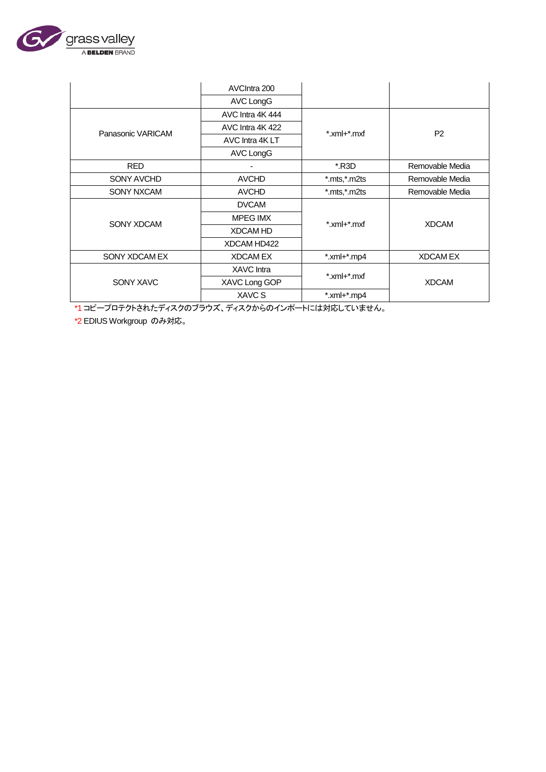| | | | |
|---|---|---|---|
| | AVCIntra 200 | | |
| | AVC LongG | | |
| Panasonic VARICAM | AVC Intra 4K 444 | *.xml+*.mxf | P2 |
| | AVC Intra 4K 422 | | |
| | AVC Intra 4K LT | | |
| | AVC LongG | | |
| RED | - | *.R3D | Removable Media |
| SONY AVCHD | AVCHD | *.mts,*.m2ts | Removable Media |
| SONY NXCAM | AVCHD | *.mts,*.m2ts | Removable Media |
| SONY XDCAM | DVCAM | *.xml+*.mxf | XDCAM |
| | MPEG IMX | | |
| | XDCAM HD | | |
| | XDCAM HD422 | | |
| SONY XDCAM EX | XDCAM EX | *.xml+*.mp4 | XDCAM EX |
| SONY XAVC | XAVC Intra | *.xml+*.mxf | XDCAM |
| | XAVC Long GOP | | |
| | XAVC S | *.xml+*.mp4 | |

*1 コピープロテクトされたディスクのブラウズ、ディスクからのインポートには対応していません。

*2 EDIUS Workgroup のみ対応。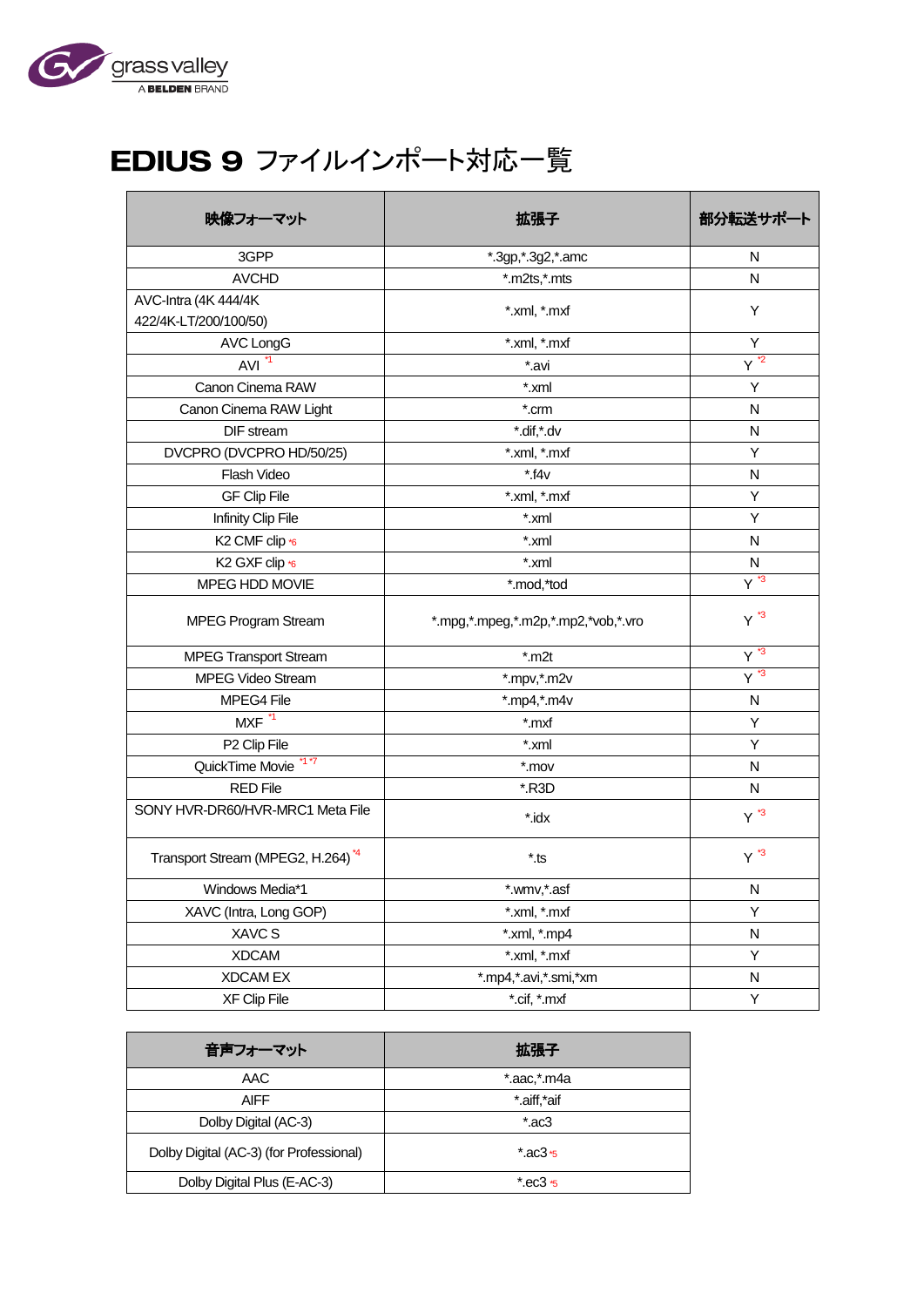# EDIUS 9 ファイルインポート対応一覧

| 映像フォーマット | 拡張子 | 部分転送サポート |
|---|---|---|
| 3GPP | *.3gp,*.3g2,*.amc | N |
| AVCHD | *.m2ts,*.mts | N |
| AVC-Intra (4K 444/4K 422/4K-LT/200/100/50) | *.xml, *.mxf | Y |
| AVC LongG | *.xml, *.mxf | Y |
| AVI [*1] | *.avi | Y [*2] |
| Canon Cinema RAW | *.xml | Y |
| Canon Cinema RAW Light | *.crm | N |
| DIF stream | *.dif,*.dv | N |
| DVCPRO (DVCPRO HD/50/25) | *.xml, *.mxf | Y |
| Flash Video | *.f4v | N |
| GF Clip File | *.xml, *.mxf | Y |
| Infinity Clip File | *.xml | Y |
| K2 CMF clip [*6] | *.xml | N |
| K2 GXF clip [*6] | *.xml | N |
| MPEG HDD MOVIE | *.mod,*tod | Y [*3] |
| MPEG Program Stream | *.mpg,*.mpeg,*.m2p,*.mp2,*vob,*.vro | Y [*3] |
| MPEG Transport Stream | *.m2t | Y [*3] |
| MPEG Video Stream | *.mpv,*.m2v | Y [*3] |
| MPEG4 File | *.mp4,*.m4v | N |
| MXF [*1] | *.mxf | Y |
| P2 Clip File | *.xml | Y |
| QuickTime Movie [*1 *7] | *.mov | N |
| RED File | *.R3D | N |
| SONY HVR-DR60/HVR-MRC1 Meta File | *.idx | Y [*3] |
| Transport Stream (MPEG2, H.264) [*4] | *.ts | Y [*3] |
| Windows Media*1 | *.wmv,*.asf | N |
| XAVC (Intra, Long GOP) | *.xml, *.mxf | Y |
| XAVC S | *.xml, *.mp4 | N |
| XDCAM | *.xml, *.mxf | Y |
| XDCAM EX | *.mp4,*.avi,*.smi,*xm | N |
| XF Clip File | *.cif, *.mxf | Y |

| 音声フォーマット | 拡張子 |
|---|---|
| AAC | *.aac,*.m4a |
| AIFF | *.aiff,*aif |
| Dolby Digital (AC-3) | *.ac3 |
| Dolby Digital (AC-3) (for Professional) | *.ac3 [*5] |
| Dolby Digital Plus (E-AC-3) | *.ec3 [*5] |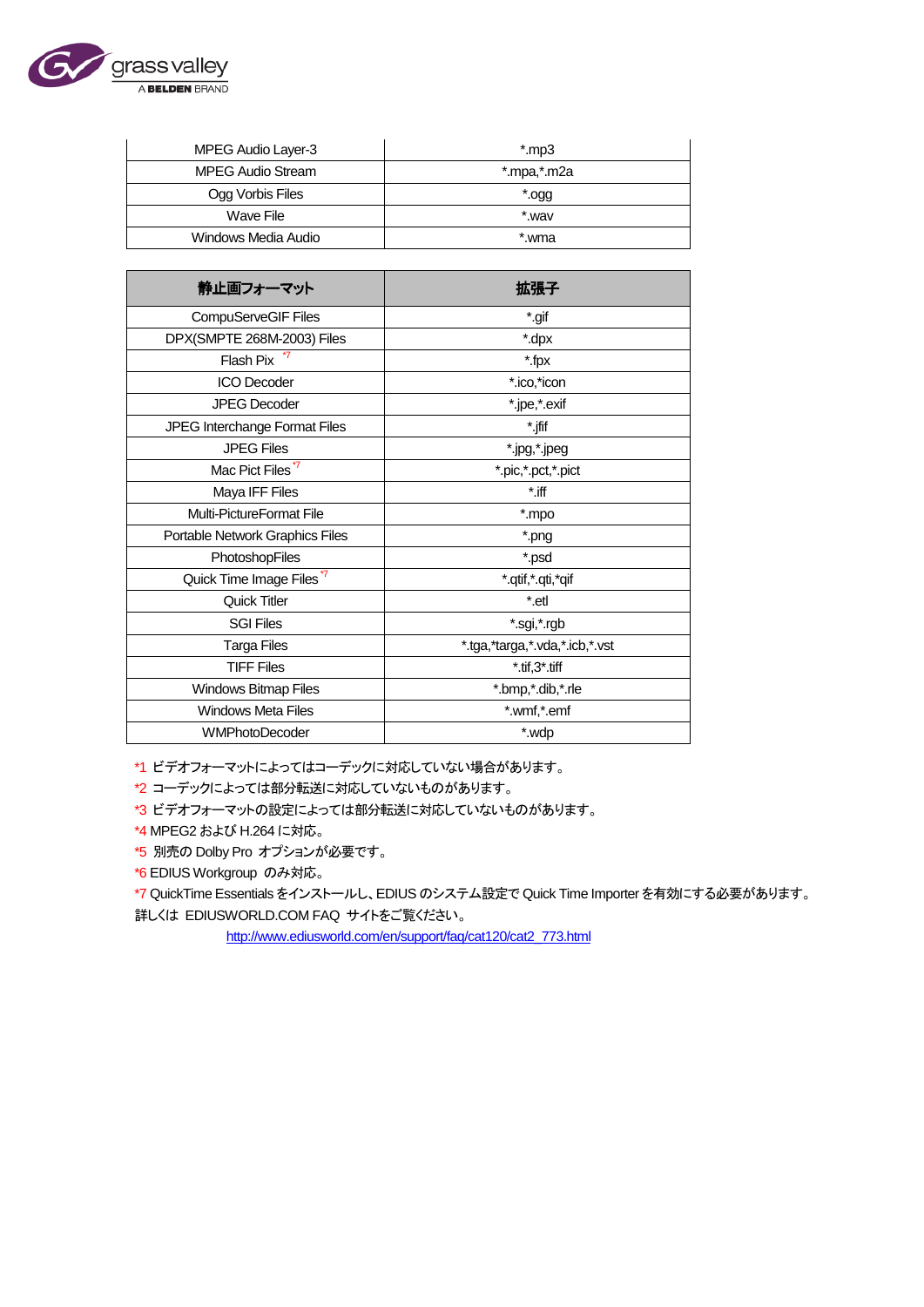| MPEG Audio Layer-3 | *.mp3 |
|---|---|
| MPEG Audio Stream | *.mpa,*.m2a |
| Ogg Vorbis Files | *.ogg |
| Wave File | *.wav |
| Windows Media Audio | *.wma |

| 静止画フォーマット | 拡張子 |
|---|---|
| CompuServeGIF Files | *.gif |
| DPX(SMPTE 268M-2003) Files | *.dpx |
| Flash Pix [*7] | *.fpx |
| ICO Decoder | *.ico,*icon |
| JPEG Decoder | *.jpe,*.exif |
| JPEG Interchange Format Files | *.jfif |
| JPEG Files | *.jpg,*.jpeg |
| Mac Pict Files [*7] | *.pic,*.pct,*.pict |
| Maya IFF Files | *.iff |
| Multi-PictureFormat File | *.mpo |
| Portable Network Graphics Files | *.png |
| PhotoshopFiles | *.psd |
| Quick Time Image Files [*7] | *.qtif,*.qti,*qif |
| Quick Titler | *.etl |
| SGI Files | *.sgi,*.rgb |
| Targa Files | *.tga,*targa,*.vda,*.icb,*.vst |
| TIFF Files | *.tif,3*.tiff |
| Windows Bitmap Files | *.bmp,*.dib,*.rle |
| Windows Meta Files | *.wmf,*.emf |
| WMPhotoDecoder | *.wdp |

*1 ビデオフォーマットによってはコーデックに対応していない場合があります。
*2 コーデックによっては部分転送に対応していないものがあります。
*3 ビデオフォーマットの設定によっては部分転送に対応していないものがあります。
*4 MPEG2 および H.264 に対応。
*5 別売の Dolby Pro オプションが必要です。
*6 EDIUS Workgroup のみ対応。
*7 QuickTime Essentials をインストールし、EDIUS のシステム設定で Quick Time Importer を有効にする必要があります。
詳しくは EDIUSWORLD.COM FAQ サイトをご覧ください。
http://www.ediusworld.com/en/support/faq/cat120/cat2_773.html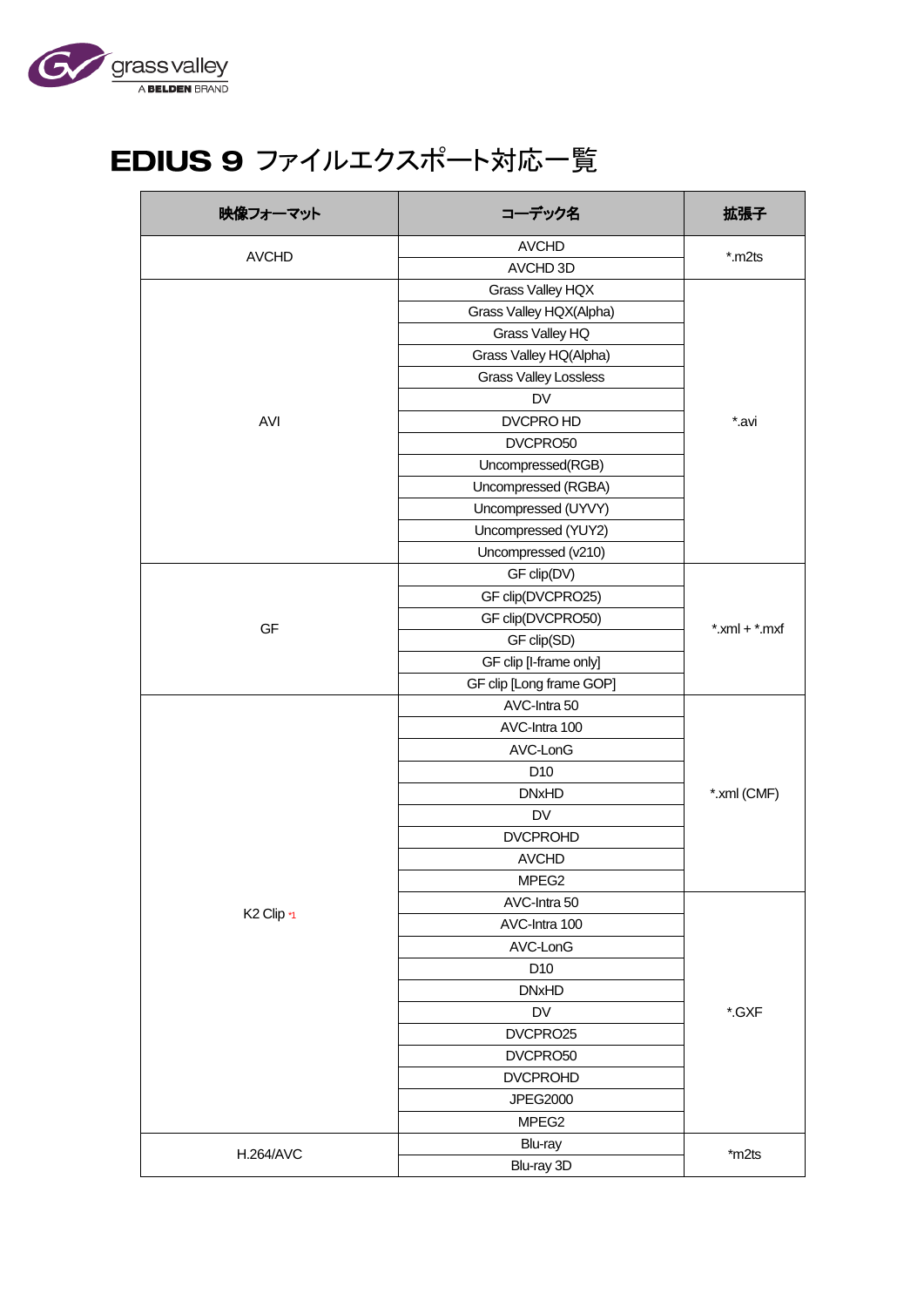# EDIUS 9 ファイルエクスポート対応一覧

| 映像フォーマット | コーデック名 | 拡張子 |
|---|---|---|
| AVCHD | AVCHD | *.m2ts |
| | AVCHD 3D | |
| AVI | Grass Valley HQX | *.avi |
| | Grass Valley HQX(Alpha) | |
| | Grass Valley HQ | |
| | Grass Valley HQ(Alpha) | |
| | Grass Valley Lossless | |
| | DV | |
| | DVCPRO HD | |
| | DVCPRO50 | |
| | Uncompressed(RGB) | |
| | Uncompressed (RGBA) | |
| | Uncompressed (UYVY) | |
| | Uncompressed (YUY2) | |
| | Uncompressed (v210) | |
| GF | GF clip(DV) | *.xml + *.mxf |
| | GF clip(DVCPRO25) | |
| | GF clip(DVCPRO50) | |
| | GF clip(SD) | |
| | GF clip [I-frame only] | |
| | GF clip [Long frame GOP] | |
| K2 Clip *1 | AVC-Intra 50 | *.xml (CMF) |
| | AVC-Intra 100 | |
| | AVC-LonG | |
| | D10 | |
| | DNxHD | |
| | DV | |
| | DVCPROHD | |
| | AVCHD | |
| | MPEG2 | |
| | AVC-Intra 50 | *.GXF |
| | AVC-Intra 100 | |
| | AVC-LonG | |
| | D10 | |
| | DNxHD | |
| | DV | |
| | DVCPRO25 | |
| | DVCPRO50 | |
| | DVCPROHD | |
| | JPEG2000 | |
| | MPEG2 | |
| H.264/AVC | Blu-ray | *m2ts |
| | Blu-ray 3D | |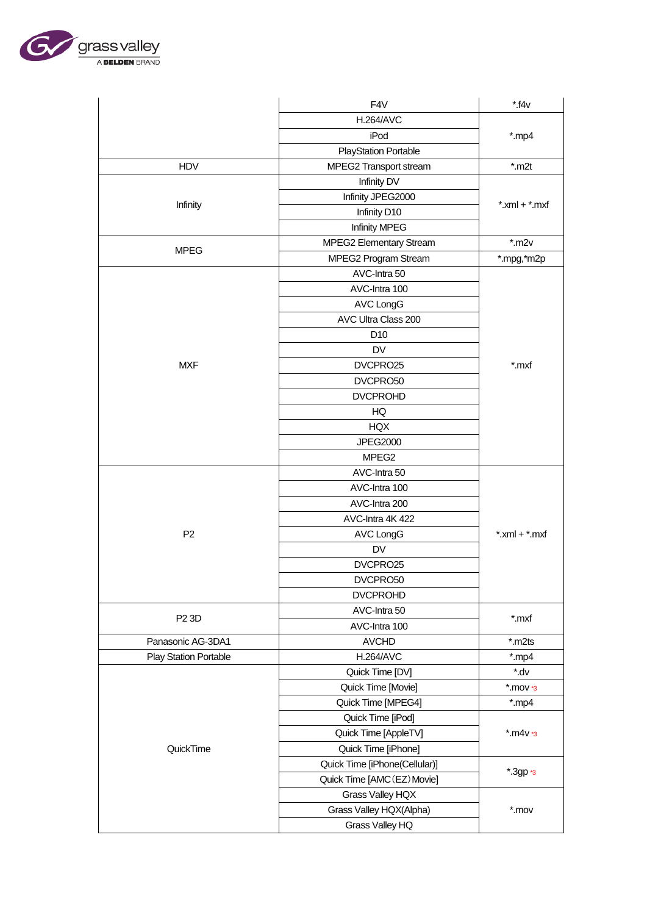| | | |
|---|---|---|
| | F4V | *.f4v |
| | H.264/AVC | *.mp4 |
| | iPod | |
| | PlayStation Portable | |
| HDV | MPEG2 Transport stream | *.m2t |
| Infinity | Infinity DV | *.xml + *.mxf |
| | Infinity JPEG2000 | |
| | Infinity D10 | |
| | Infinity MPEG | |
| MPEG | MPEG2 Elementary Stream | *.m2v |
| | MPEG2 Program Stream | *.mpg,*m2p |
| MXF | AVC-Intra 50 | *.mxf |
| | AVC-Intra 100 | |
| | AVC LongG | |
| | AVC Ultra Class 200 | |
| | D10 | |
| | DV | |
| | DVCPRO25 | |
| | DVCPRO50 | |
| | DVCPROHD | |
| | HQ | |
| | HQX | |
| | JPEG2000 | |
| | MPEG2 | |
| P2 | AVC-Intra 50 | *.xml + *.mxf |
| | AVC-Intra 100 | |
| | AVC-Intra 200 | |
| | AVC-Intra 4K 422 | |
| | AVC LongG | |
| | DV | |
| | DVCPRO25 | |
| | DVCPRO50 | |
| | DVCPROHD | |
| P2 3D | AVC-Intra 50 | *.mxf |
| | AVC-Intra 100 | |
| Panasonic AG-3DA1 | AVCHD | *.m2ts |
| Play Station Portable | H.264/AVC | *.mp4 |
| QuickTime | Quick Time [DV] | *.dv |
| | Quick Time [Movie] | *.mov *3 |
| | Quick Time [MPEG4] | *.mp4 |
| | Quick Time [iPod] | *.m4v *3 |
| | Quick Time [AppleTV] | |
| | Quick Time [iPhone] | |
| | Quick Time [iPhone(Cellular)] | *.3gp *3 |
| | Quick Time [AMC（EZ）Movie] | |
| | Grass Valley HQX | *.mov |
| | Grass Valley HQX(Alpha) | |
| | Grass Valley HQ | |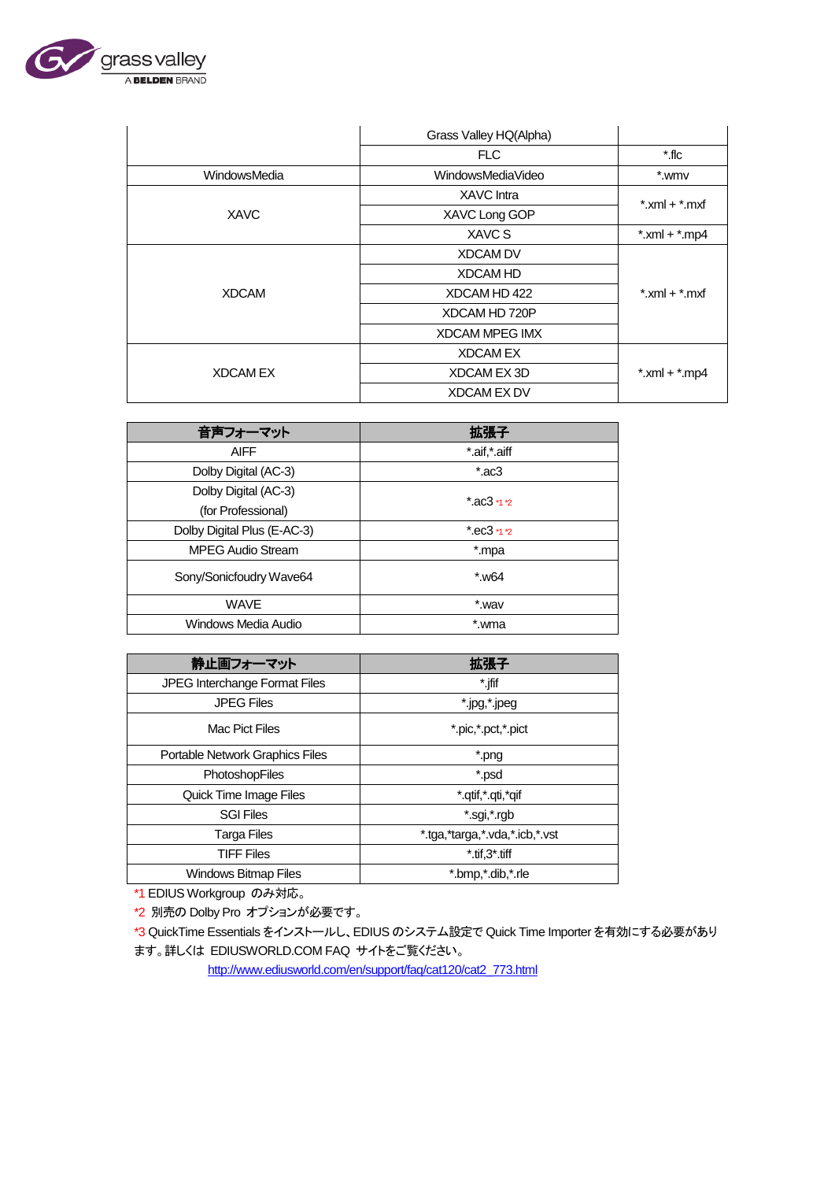| | | |
|---|---|---|
| | Grass Valley HQ(Alpha) | |
| | FLC | *.flc |
| WindowsMedia | WindowsMediaVideo | *.wmv |
| XAVC | XAVC Intra | *.xml + *.mxf |
| | XAVC Long GOP | |
| | XAVC S | *.xml + *.mp4 |
| XDCAM | XDCAM DV | *.xml + *.mxf |
| | XDCAM HD | |
| | XDCAM HD 422 | |
| | XDCAM HD 720P | |
| | XDCAM MPEG IMX | |
| XDCAM EX | XDCAM EX | *.xml + *.mp4 |
| | XDCAM EX 3D | |
| | XDCAM EX DV | |

| 音声フォーマット | 拡張子 |
|---|---|
| AIFF | *.aif,*.aiff |
| Dolby Digital (AC-3) | *.ac3 |
| Dolby Digital (AC-3) (for Professional) | *.ac3 *1 *2 |
| Dolby Digital Plus (E-AC-3) | *.ec3 *1 *2 |
| MPEG Audio Stream | *.mpa |
| Sony/Sonicfoudry Wave64 | *.w64 |
| WAVE | *.wav |
| Windows Media Audio | *.wma |

| 静止画フォーマット | 拡張子 |
|---|---|
| JPEG Interchange Format Files | *.jfif |
| JPEG Files | *.jpg,*.jpeg |
| Mac Pict Files | *.pic,*.pct,*.pict |
| Portable Network Graphics Files | *.png |
| PhotoshopFiles | *.psd |
| Quick Time Image Files | *.qtif,*.qti,*qif |
| SGI Files | *.sgi,*.rgb |
| Targa Files | *.tga,*targa,*.vda,*.icb,*.vst |
| TIFF Files | *.tif,3*.tiff |
| Windows Bitmap Files | *.bmp,*.dib,*.rle |

*1 EDIUS Workgroup のみ対応。

*2 別売の Dolby Pro オプションが必要です。

*3 QuickTime Essentials をインストールし、EDIUS のシステム設定で Quick Time Importer を有効にする必要があります。詳しくは EDIUSWORLD.COM FAQ サイトをご覧ください。

http://www.ediusworld.com/en/support/faq/cat120/cat2_773.html